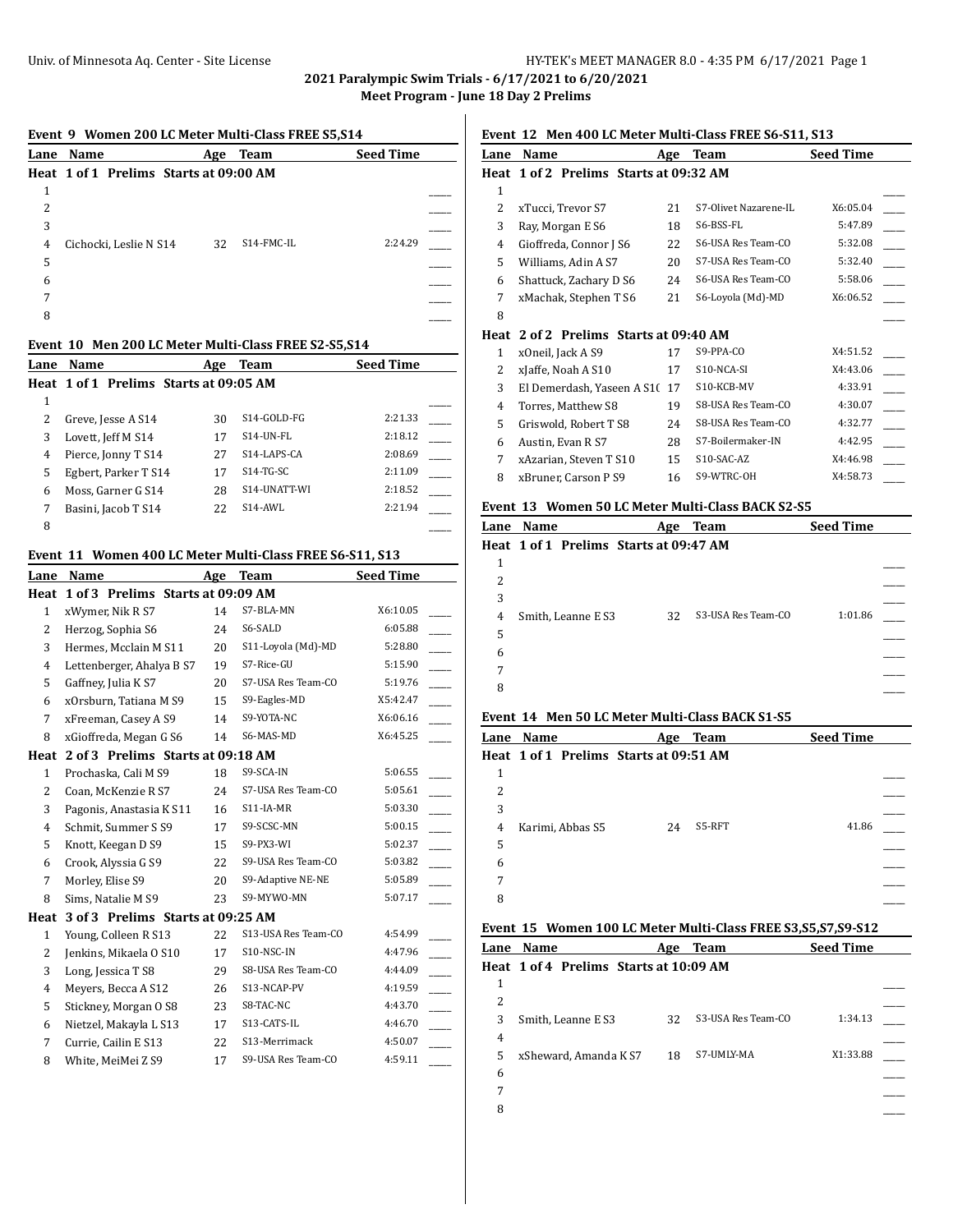## 2021 Paralympic Swim Trials - 6/17/2021 to 6/20/2021

### Meet Program - June 18 Day 2 Prelims

#### Event 9 Women 200 LC Meter Multi-Class FREE S5,S14

| Lane | Name | Age | Team | Seed Time | |
|---|---|---|---|---|---|
| **Heat 1 of 1 Prelims Starts at 09:00 AM** | | | | | |
| 1 | | | | | _____ |
| 2 | | | | | _____ |
| 3 | | | | | _____ |
| 4 | Cichocki, Leslie N S14 | 32 | S14-FMC-IL | 2:24.29 | _____ |
| 5 | | | | | _____ |
| 6 | | | | | _____ |
| 7 | | | | | _____ |
| 8 | | | | | _____ |

#### Event 10 Men 200 LC Meter Multi-Class FREE S2-S5,S14

| Lane | Name | Age | Team | Seed Time | |
|---|---|---|---|---|---|
| **Heat 1 of 1 Prelims Starts at 09:05 AM** | | | | | |
| 1 | | | | | _____ |
| 2 | Greve, Jesse A S14 | 30 | S14-GOLD-FG | 2:21.33 | _____ |
| 3 | Lovett, Jeff M S14 | 17 | S14-UN-FL | 2:18.12 | _____ |
| 4 | Pierce, Jonny T S14 | 27 | S14-LAPS-CA | 2:08.69 | _____ |
| 5 | Egbert, Parker T S14 | 17 | S14-TG-SC | 2:11.09 | _____ |
| 6 | Moss, Garner G S14 | 28 | S14-UNATT-WI | 2:18.52 | _____ |
| 7 | Basini, Jacob T S14 | 22 | S14-AWL | 2:21.94 | _____ |
| 8 | | | | | _____ |

#### Event 11 Women 400 LC Meter Multi-Class FREE S6-S11, S13

| Lane | Name | Age | Team | Seed Time | |
|---|---|---|---|---|---|
| **Heat 1 of 3 Prelims Starts at 09:09 AM** | | | | | |
| 1 | xWymer, Nik R S7 | 14 | S7-BLA-MN | X6:10.05 | _____ |
| 2 | Herzog, Sophia S6 | 24 | S6-SALD | 6:05.88 | _____ |
| 3 | Hermes, Mcclain M S11 | 20 | S11-Loyola (Md)-MD | 5:28.80 | _____ |
| 4 | Lettenberger, Ahalya B S7 | 19 | S7-Rice-GU | 5:15.90 | _____ |
| 5 | Gaffney, Julia K S7 | 20 | S7-USA Res Team-CO | 5:19.76 | _____ |
| 6 | xOrsburn, Tatiana M S9 | 15 | S9-Eagles-MD | X5:42.47 | _____ |
| 7 | xFreeman, Casey A S9 | 14 | S9-YOTA-NC | X6:06.16 | _____ |
| 8 | xGioffreda, Megan G S6 | 14 | S6-MAS-MD | X6:45.25 | _____ |
| **Heat 2 of 3 Prelims Starts at 09:18 AM** | | | | | |
| 1 | Prochaska, Cali M S9 | 18 | S9-SCA-IN | 5:06.55 | _____ |
| 2 | Coan, McKenzie R S7 | 24 | S7-USA Res Team-CO | 5:05.61 | _____ |
| 3 | Pagonis, Anastasia K S11 | 16 | S11-IA-MR | 5:03.30 | _____ |
| 4 | Schmit, Summer S S9 | 17 | S9-SCSC-MN | 5:00.15 | _____ |
| 5 | Knott, Keegan D S9 | 15 | S9-PX3-WI | 5:02.37 | _____ |
| 6 | Crook, Alyssia G S9 | 22 | S9-USA Res Team-CO | 5:03.82 | _____ |
| 7 | Morley, Elise S9 | 20 | S9-Adaptive NE-NE | 5:05.89 | _____ |
| 8 | Sims, Natalie M S9 | 23 | S9-MYWO-MN | 5:07.17 | _____ |
| **Heat 3 of 3 Prelims Starts at 09:25 AM** | | | | | |
| 1 | Young, Colleen R S13 | 22 | S13-USA Res Team-CO | 4:54.99 | _____ |
| 2 | Jenkins, Mikaela O S10 | 17 | S10-NSC-IN | 4:47.96 | _____ |
| 3 | Long, Jessica T S8 | 29 | S8-USA Res Team-CO | 4:44.09 | _____ |
| 4 | Meyers, Becca A S12 | 26 | S13-NCAP-PV | 4:19.59 | _____ |
| 5 | Stickney, Morgan O S8 | 23 | S8-TAC-NC | 4:43.70 | _____ |
| 6 | Nietzel, Makayla L S13 | 17 | S13-CATS-IL | 4:46.70 | _____ |
| 7 | Currie, Cailin E S13 | 22 | S13-Merrimack | 4:50.07 | _____ |
| 8 | White, MeiMei Z S9 | 17 | S9-USA Res Team-CO | 4:59.11 | _____ |

#### Event 12 Men 400 LC Meter Multi-Class FREE S6-S11, S13

| Lane | Name | Age | Team | Seed Time | |
|---|---|---|---|---|---|
| **Heat 1 of 2 Prelims Starts at 09:32 AM** | | | | | |
| 1 | | | | | _____ |
| 2 | xTucci, Trevor S7 | 21 | S7-Olivet Nazarene-IL | X6:05.04 | _____ |
| 3 | Ray, Morgan E S6 | 18 | S6-BSS-FL | 5:47.89 | _____ |
| 4 | Gioffreda, Connor J S6 | 22 | S6-USA Res Team-CO | 5:32.08 | _____ |
| 5 | Williams, Adin A S7 | 20 | S7-USA Res Team-CO | 5:32.40 | _____ |
| 6 | Shattuck, Zachary D S6 | 24 | S6-USA Res Team-CO | 5:58.06 | _____ |
| 7 | xMachak, Stephen T S6 | 21 | S6-Loyola (Md)-MD | X6:06.52 | _____ |
| 8 | | | | | _____ |
| **Heat 2 of 2 Prelims Starts at 09:40 AM** | | | | | |
| 1 | xOneil, Jack A S9 | 17 | S9-PPA-CO | X4:51.52 | _____ |
| 2 | xJaffe, Noah A S10 | 17 | S10-NCA-SI | X4:43.06 | _____ |
| 3 | El Demerdash, Yaseen A S1( | 17 | S10-KCB-MV | 4:33.91 | _____ |
| 4 | Torres, Matthew S8 | 19 | S8-USA Res Team-CO | 4:30.07 | _____ |
| 5 | Griswold, Robert T S8 | 24 | S8-USA Res Team-CO | 4:32.77 | _____ |
| 6 | Austin, Evan R S7 | 28 | S7-Boilermaker-IN | 4:42.95 | _____ |
| 7 | xAzarian, Steven T S10 | 15 | S10-SAC-AZ | X4:46.98 | _____ |
| 8 | xBruner, Carson P S9 | 16 | S9-WTRC-OH | X4:58.73 | _____ |

#### Event 13 Women 50 LC Meter Multi-Class BACK S2-S5

| Lane | Name | Age | Team | Seed Time | |
|---|---|---|---|---|---|
| **Heat 1 of 1 Prelims Starts at 09:47 AM** | | | | | |
| 1 | | | | | _____ |
| 2 | | | | | _____ |
| 3 | | | | | _____ |
| 4 | Smith, Leanne E S3 | 32 | S3-USA Res Team-CO | 1:01.86 | _____ |
| 5 | | | | | _____ |
| 6 | | | | | _____ |
| 7 | | | | | _____ |
| 8 | | | | | _____ |

#### Event 14 Men 50 LC Meter Multi-Class BACK S1-S5

| Lane | Name | Age | Team | Seed Time | |
|---|---|---|---|---|---|
| **Heat 1 of 1 Prelims Starts at 09:51 AM** | | | | | |
| 1 | | | | | _____ |
| 2 | | | | | _____ |
| 3 | | | | | _____ |
| 4 | Karimi, Abbas S5 | 24 | S5-RFT | 41.86 | _____ |
| 5 | | | | | _____ |
| 6 | | | | | _____ |
| 7 | | | | | _____ |
| 8 | | | | | _____ |

#### Event 15 Women 100 LC Meter Multi-Class FREE S3,S5,S7,S9-S12

| Lane | Name | Age | Team | Seed Time | |
|---|---|---|---|---|---|
| **Heat 1 of 4 Prelims Starts at 10:09 AM** | | | | | |
| 1 | | | | | _____ |
| 2 | | | | | _____ |
| 3 | Smith, Leanne E S3 | 32 | S3-USA Res Team-CO | 1:34.13 | _____ |
| 4 | | | | | _____ |
| 5 | xSheward, Amanda K S7 | 18 | S7-UMLY-MA | X1:33.88 | _____ |
| 6 | | | | | _____ |
| 7 | | | | | _____ |
| 8 | | | | | _____ |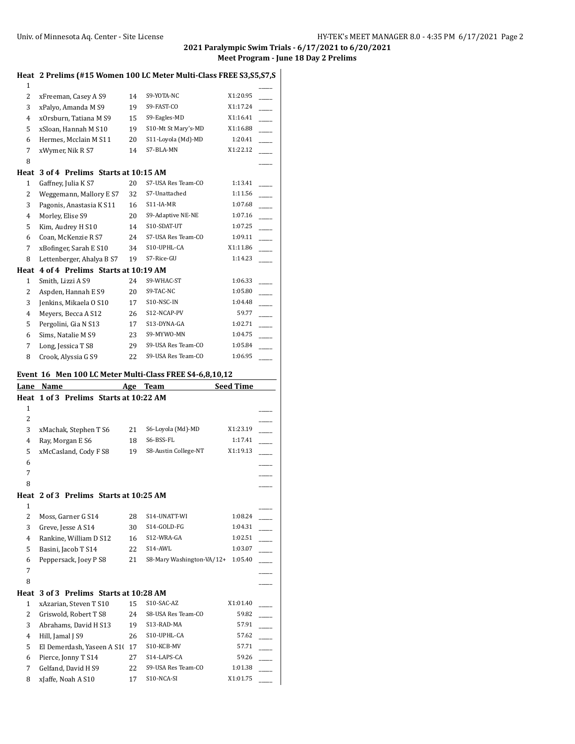2021 Paralympic Swim Trials - 6/17/2021 to 6/20/2021
Meet Program - June 18 Day 2 Prelims

**Heat 2 Prelims (#15 Women 100 LC Meter Multi-Class FREE S3,S5,S7,S**

| | | | | | |
|---|---|---|---|---|---|
| 1 | | | | | _____ |
| 2 | xFreeman, Casey A S9 | 14 | S9-YOTA-NC | X1:20.95 | _____ |
| 3 | xPalyo, Amanda M S9 | 19 | S9-FAST-CO | X1:17.24 | _____ |
| 4 | xOrsburn, Tatiana M S9 | 15 | S9-Eagles-MD | X1:16.41 | _____ |
| 5 | xSloan, Hannah M S10 | 19 | S10-Mt St Mary's-MD | X1:16.88 | _____ |
| 6 | Hermes, Mcclain M S11 | 20 | S11-Loyola (Md)-MD | 1:20.41 | _____ |
| 7 | xWymer, Nik R S7 | 14 | S7-BLA-MN | X1:22.12 | _____ |
| 8 | | | | | _____ |

**Heat 3 of 4 Prelims Starts at 10:15 AM**

| | | | | | |
|---|---|---|---|---|---|
| 1 | Gaffney, Julia K S7 | 20 | S7-USA Res Team-CO | 1:13.41 | _____ |
| 2 | Weggemann, Mallory E S7 | 32 | S7-Unattached | 1:11.56 | _____ |
| 3 | Pagonis, Anastasia K S11 | 16 | S11-IA-MR | 1:07.68 | _____ |
| 4 | Morley, Elise S9 | 20 | S9-Adaptive NE-NE | 1:07.16 | _____ |
| 5 | Kim, Audrey H S10 | 14 | S10-SDAT-UT | 1:07.25 | _____ |
| 6 | Coan, McKenzie R S7 | 24 | S7-USA Res Team-CO | 1:09.11 | _____ |
| 7 | xBofinger, Sarah E S10 | 34 | S10-UPHL-CA | X1:11.86 | _____ |
| 8 | Lettenberger, Ahalya B S7 | 19 | S7-Rice-GU | 1:14.23 | _____ |

**Heat 4 of 4 Prelims Starts at 10:19 AM**

| | | | | | |
|---|---|---|---|---|---|
| 1 | Smith, Lizzi A S9 | 24 | S9-WHAC-ST | 1:06.33 | _____ |
| 2 | Aspden, Hannah E S9 | 20 | S9-TAC-NC | 1:05.80 | _____ |
| 3 | Jenkins, Mikaela O S10 | 17 | S10-NSC-IN | 1:04.48 | _____ |
| 4 | Meyers, Becca A S12 | 26 | S12-NCAP-PV | 59.77 | _____ |
| 5 | Pergolini, Gia N S13 | 17 | S13-DYNA-GA | 1:02.71 | _____ |
| 6 | Sims, Natalie M S9 | 23 | S9-MYWO-MN | 1:04.75 | _____ |
| 7 | Long, Jessica T S8 | 29 | S9-USA Res Team-CO | 1:05.84 | _____ |
| 8 | Crook, Alyssia G S9 | 22 | S9-USA Res Team-CO | 1:06.95 | _____ |

## Event 16 Men 100 LC Meter Multi-Class FREE S4-6,8,10,12

**Heat 1 of 3 Prelims Starts at 10:22 AM**

| Lane | Name | Age | Team | Seed Time | |
|---|---|---|---|---|---|
| 1 | | | | | _____ |
| 2 | | | | | _____ |
| 3 | xMachak, Stephen T S6 | 21 | S6-Loyola (Md)-MD | X1:23.19 | _____ |
| 4 | Ray, Morgan E S6 | 18 | S6-BSS-FL | 1:17.41 | _____ |
| 5 | xMcCasland, Cody F S8 | 19 | S8-Austin College-NT | X1:19.13 | _____ |
| 6 | | | | | _____ |
| 7 | | | | | _____ |
| 8 | | | | | _____ |

**Heat 2 of 3 Prelims Starts at 10:25 AM**

| | | | | | |
|---|---|---|---|---|---|
| 1 | | | | | _____ |
| 2 | Moss, Garner G S14 | 28 | S14-UNATT-WI | 1:08.24 | _____ |
| 3 | Greve, Jesse A S14 | 30 | S14-GOLD-FG | 1:04.31 | _____ |
| 4 | Rankine, William D S12 | 16 | S12-WRA-GA | 1:02.51 | _____ |
| 5 | Basini, Jacob T S14 | 22 | S14-AWL | 1:03.07 | _____ |
| 6 | Peppersack, Joey P S8 | 21 | S8-Mary Washington-VA/12+ | 1:05.40 | _____ |
| 7 | | | | | _____ |
| 8 | | | | | _____ |

**Heat 3 of 3 Prelims Starts at 10:28 AM**

| | | | | | |
|---|---|---|---|---|---|
| 1 | xAzarian, Steven T S10 | 15 | S10-SAC-AZ | X1:01.40 | _____ |
| 2 | Griswold, Robert T S8 | 24 | S8-USA Res Team-CO | 59.82 | _____ |
| 3 | Abrahams, David H S13 | 19 | S13-RAD-MA | 57.91 | _____ |
| 4 | Hill, Jamal J S9 | 26 | S10-UPHL-CA | 57.62 | _____ |
| 5 | El Demerdash, Yaseen A S1( | 17 | S10-KCB-MV | 57.71 | _____ |
| 6 | Pierce, Jonny T S14 | 27 | S14-LAPS-CA | 59.26 | _____ |
| 7 | Gelfand, David H S9 | 22 | S9-USA Res Team-CO | 1:01.38 | _____ |
| 8 | xJaffe, Noah A S10 | 17 | S10-NCA-SI | X1:01.75 | _____ |